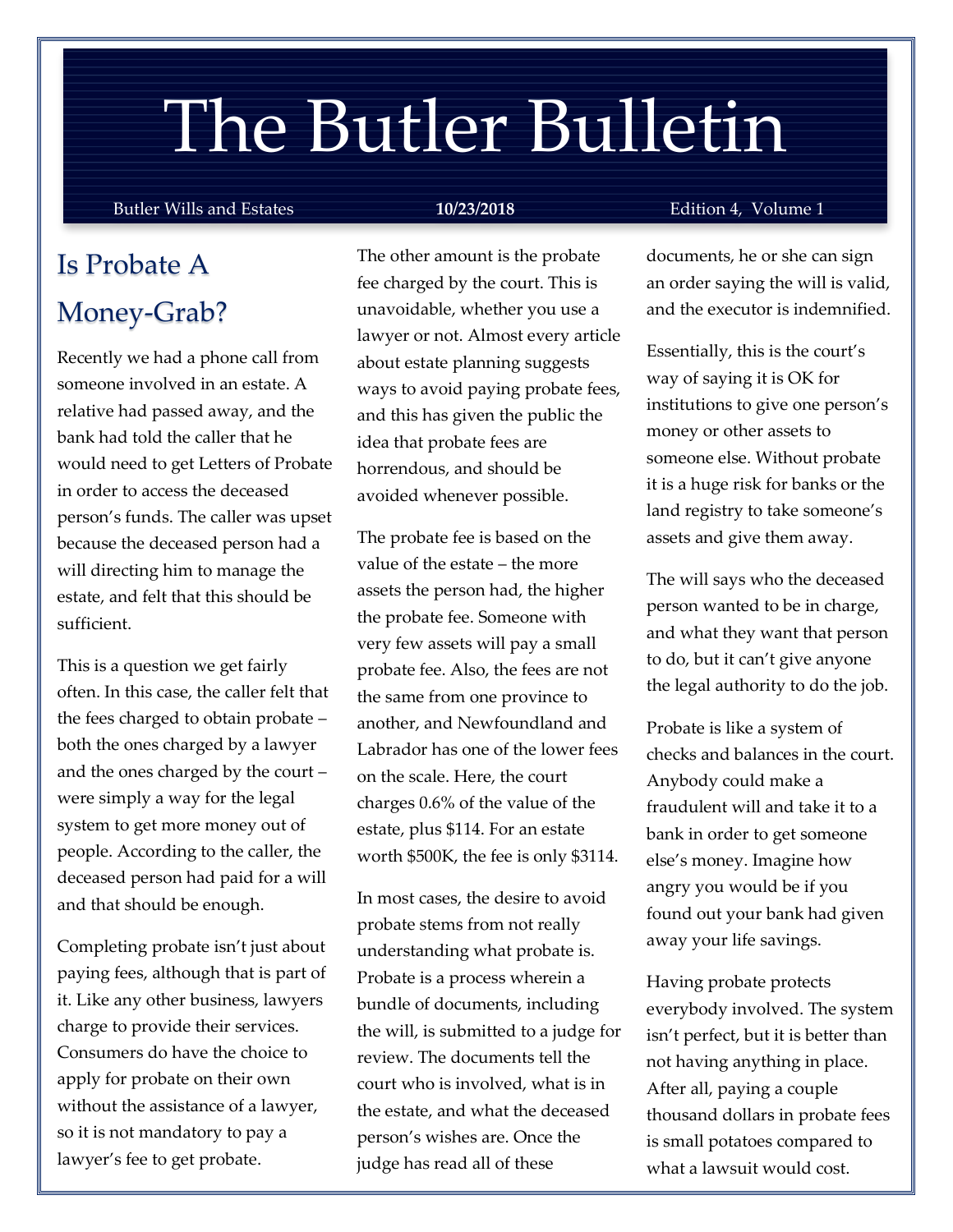# The Butler Bulletin

Butler Wills and Estates **10/23/2018** Edition 4, Volume 1

## Is Probate A Money-Grab?

Recently we had a phone call from someone involved in an estate. A relative had passed away, and the bank had told the caller that he would need to get Letters of Probate in order to access the deceased person's funds. The caller was upset because the deceased person had a will directing him to manage the estate, and felt that this should be sufficient.

This is a question we get fairly often. In this case, the caller felt that the fees charged to obtain probate – both the ones charged by a lawyer and the ones charged by the court – were simply a way for the legal system to get more money out of people. According to the caller, the deceased person had paid for a will and that should be enough.

Completing probate isn't just about paying fees, although that is part of it. Like any other business, lawyers charge to provide their services. Consumers do have the choice to apply for probate on their own without the assistance of a lawyer, so it is not mandatory to pay a lawyer's fee to get probate.

The other amount is the probate fee charged by the court. This is unavoidable, whether you use a lawyer or not. Almost every article about estate planning suggests ways to avoid paying probate fees, and this has given the public the idea that probate fees are horrendous, and should be avoided whenever possible.

The probate fee is based on the value of the estate – the more assets the person had, the higher the probate fee. Someone with very few assets will pay a small probate fee. Also, the fees are not the same from one province to another, and Newfoundland and Labrador has one of the lower fees on the scale. Here, the court charges 0.6% of the value of the estate, plus $114. For an estate worth $500K, the fee is only $3114.

In most cases, the desire to avoid probate stems from not really understanding what probate is. Probate is a process wherein a bundle of documents, including the will, is submitted to a judge for review. The documents tell the court who is involved, what is in the estate, and what the deceased person's wishes are. Once the judge has read all of these documents, he or she can sign an order saying the will is valid, and the executor is indemnified.

Essentially, this is the court's way of saying it is OK for institutions to give one person's money or other assets to someone else. Without probate it is a huge risk for banks or the land registry to take someone's assets and give them away.

The will says who the deceased person wanted to be in charge, and what they want that person to do, but it can't give anyone the legal authority to do the job.

Probate is like a system of checks and balances in the court. Anybody could make a fraudulent will and take it to a bank in order to get someone else's money. Imagine how angry you would be if you found out your bank had given away your life savings.

Having probate protects everybody involved. The system isn't perfect, but it is better than not having anything in place. After all, paying a couple thousand dollars in probate fees is small potatoes compared to what a lawsuit would cost.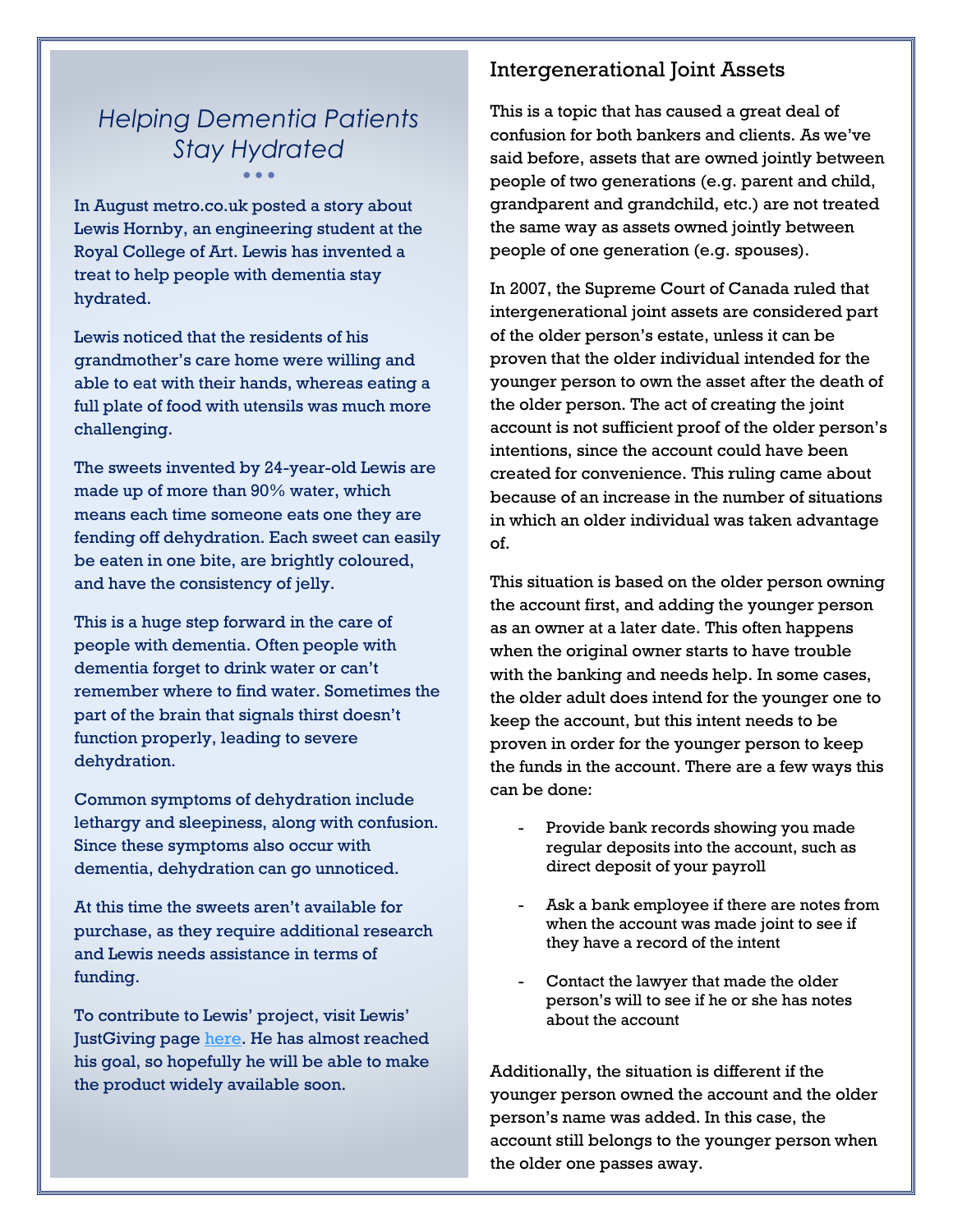## *Helping Dementia Patients Stay Hydrated*

In August metro.co.uk posted a story about Lewis Hornby, an engineering student at the Royal College of Art. Lewis has invented a treat to help people with dementia stay hydrated.

Lewis noticed that the residents of his grandmother's care home were willing and able to eat with their hands, whereas eating a full plate of food with utensils was much more challenging.

The sweets invented by 24-year-old Lewis are made up of more than 90% water, which means each time someone eats one they are fending off dehydration. Each sweet can easily be eaten in one bite, are brightly coloured, and have the consistency of jelly.

This is a huge step forward in the care of people with dementia. Often people with dementia forget to drink water or can't remember where to find water. Sometimes the part of the brain that signals thirst doesn't function properly, leading to severe dehydration.

Common symptoms of dehydration include lethargy and sleepiness, along with confusion. Since these symptoms also occur with dementia, dehydration can go unnoticed.

At this time the sweets aren't available for purchase, as they require additional research and Lewis needs assistance in terms of funding.

To contribute to Lewis' project, visit Lewis' JustGiving page here. He has almost reached his goal, so hopefully he will be able to make the product widely available soon.

## Intergenerational Joint Assets

This is a topic that has caused a great deal of confusion for both bankers and clients. As we've said before, assets that are owned jointly between people of two generations (e.g. parent and child, grandparent and grandchild, etc.) are not treated the same way as assets owned jointly between people of one generation (e.g. spouses).

In 2007, the Supreme Court of Canada ruled that intergenerational joint assets are considered part of the older person's estate, unless it can be proven that the older individual intended for the younger person to own the asset after the death of the older person. The act of creating the joint account is not sufficient proof of the older person's intentions, since the account could have been created for convenience. This ruling came about because of an increase in the number of situations in which an older individual was taken advantage of.

This situation is based on the older person owning the account first, and adding the younger person as an owner at a later date. This often happens when the original owner starts to have trouble with the banking and needs help. In some cases, the older adult does intend for the younger one to keep the account, but this intent needs to be proven in order for the younger person to keep the funds in the account. There are a few ways this can be done:

- Provide bank records showing you made regular deposits into the account, such as direct deposit of your payroll
- Ask a bank employee if there are notes from when the account was made joint to see if they have a record of the intent
- Contact the lawyer that made the older person's will to see if he or she has notes about the account

Additionally, the situation is different if the younger person owned the account and the older person's name was added. In this case, the account still belongs to the younger person when the older one passes away.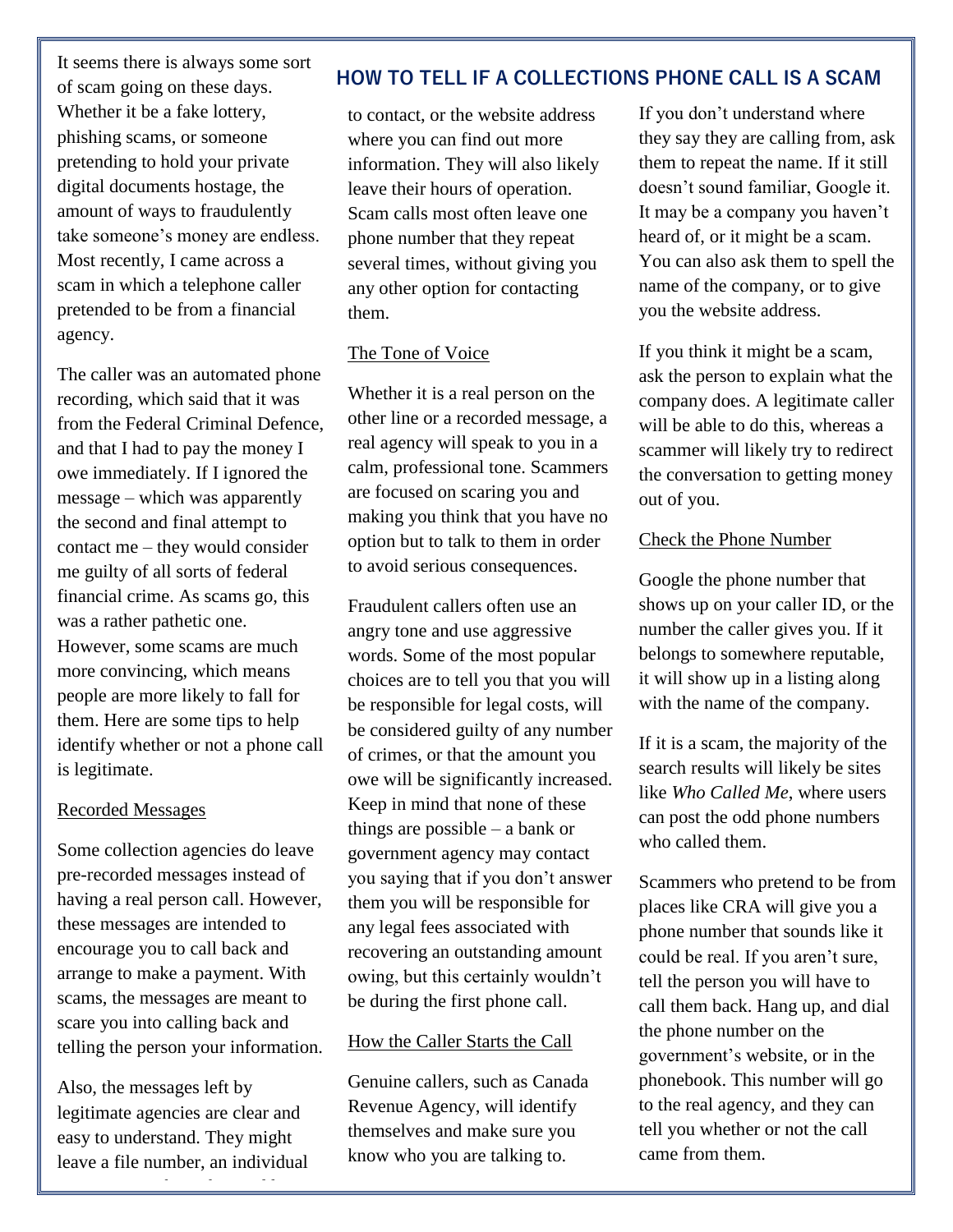## HOW TO TELL IF A COLLECTIONS PHONE CALL IS A SCAM

It seems there is always some sort of scam going on these days. Whether it be a fake lottery, phishing scams, or someone pretending to hold your private digital documents hostage, the amount of ways to fraudulently take someone's money are endless. Most recently, I came across a scam in which a telephone caller pretended to be from a financial agency.

The caller was an automated phone recording, which said that it was from the Federal Criminal Defence, and that I had to pay the money I owe immediately. If I ignored the message – which was apparently the second and final attempt to contact me – they would consider me guilty of all sorts of federal financial crime. As scams go, this was a rather pathetic one. However, some scams are much more convincing, which means people are more likely to fall for them. Here are some tips to help identify whether or not a phone call is legitimate.

### Recorded Messages

Some collection agencies do leave pre-recorded messages instead of having a real person call. However, these messages are intended to encourage you to call back and arrange to make a payment. With scams, the messages are meant to scare you into calling back and telling the person your information.

Also, the messages left by legitimate agencies are clear and easy to understand. They might leave a file number, an individual to contact, or the website address where you can find out more information. They will also likely leave their hours of operation. Scam calls most often leave one phone number that they repeat several times, without giving you any other option for contacting them.

### The Tone of Voice

Whether it is a real person on the other line or a recorded message, a real agency will speak to you in a calm, professional tone. Scammers are focused on scaring you and making you think that you have no option but to talk to them in order to avoid serious consequences.

Fraudulent callers often use an angry tone and use aggressive words. Some of the most popular choices are to tell you that you will be responsible for legal costs, will be considered guilty of any number of crimes, or that the amount you owe will be significantly increased. Keep in mind that none of these things are possible – a bank or government agency may contact you saying that if you don't answer them you will be responsible for any legal fees associated with recovering an outstanding amount owing, but this certainly wouldn't be during the first phone call.

### How the Caller Starts the Call

Genuine callers, such as Canada Revenue Agency, will identify themselves and make sure you know who you are talking to.

If you don't understand where they say they are calling from, ask them to repeat the name. If it still doesn't sound familiar, Google it. It may be a company you haven't heard of, or it might be a scam. You can also ask them to spell the name of the company, or to give you the website address.

If you think it might be a scam, ask the person to explain what the company does. A legitimate caller will be able to do this, whereas a scammer will likely try to redirect the conversation to getting money out of you.

### Check the Phone Number

Google the phone number that shows up on your caller ID, or the number the caller gives you. If it belongs to somewhere reputable, it will show up in a listing along with the name of the company.

If it is a scam, the majority of the search results will likely be sites like *Who Called Me*, where users can post the odd phone numbers who called them.

Scammers who pretend to be from places like CRA will give you a phone number that sounds like it could be real. If you aren't sure, tell the person you will have to call them back. Hang up, and dial the phone number on the government's website, or in the phonebook. This number will go to the real agency, and they can tell you whether or not the call came from them.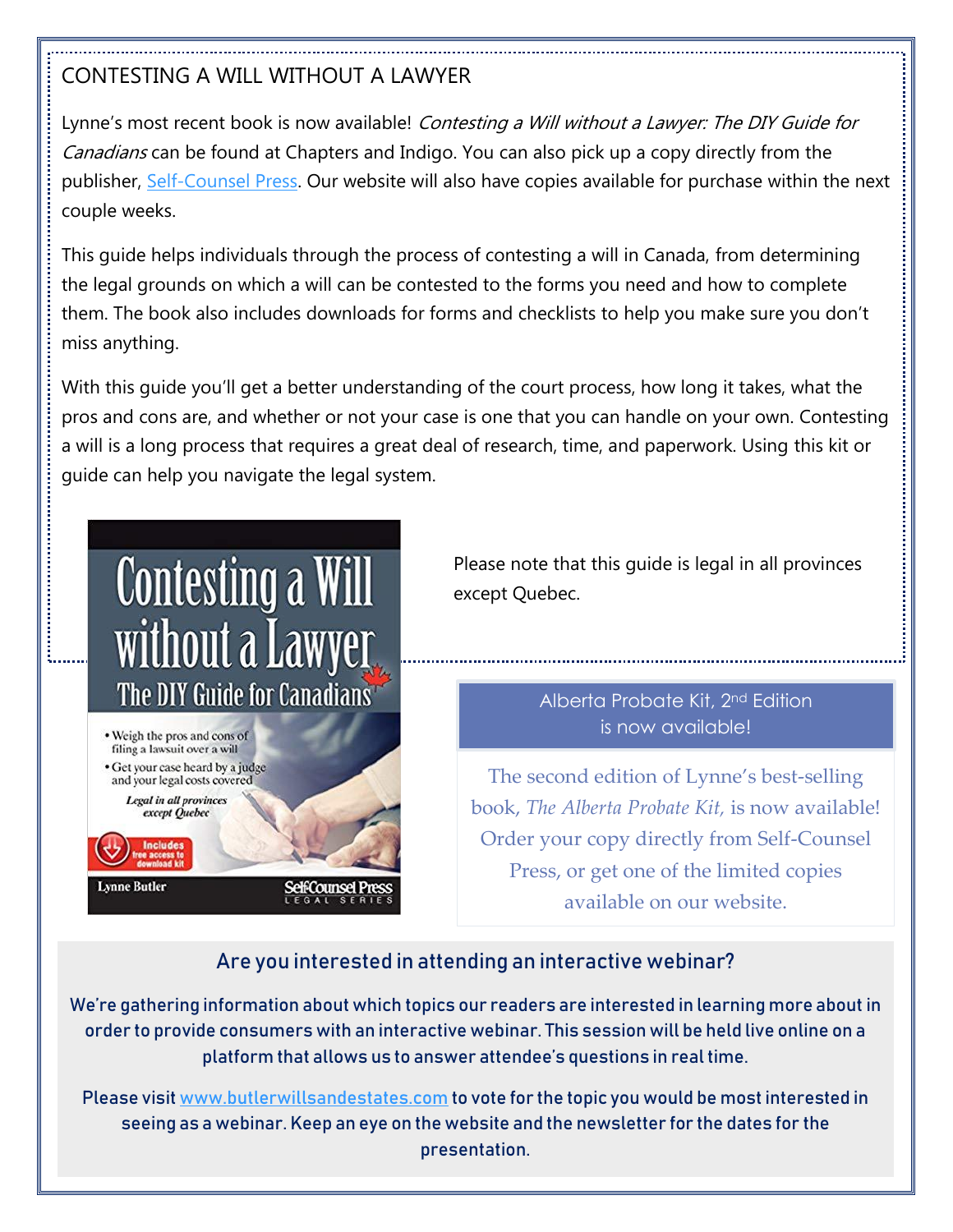## CONTESTING A WILL WITHOUT A LAWYER

Lynne's most recent book is now available! *Contesting a Will without a Lawyer: The DIY Guide for Canadians* can be found at Chapters and Indigo. You can also pick up a copy directly from the publisher, Self-Counsel Press. Our website will also have copies available for purchase within the next couple weeks.

This guide helps individuals through the process of contesting a will in Canada, from determining the legal grounds on which a will can be contested to the forms you need and how to complete them. The book also includes downloads for forms and checklists to help you make sure you don't miss anything.

With this guide you'll get a better understanding of the court process, how long it takes, what the pros and cons are, and whether or not your case is one that you can handle on your own. Contesting a will is a long process that requires a great deal of research, time, and paperwork. Using this kit or guide can help you navigate the legal system.

Please note that this guide is legal in all provinces except Quebec.

### Alberta Probate Kit, 2nd Edition is now available!

The second edition of Lynne's best-selling book, *The Alberta Probate Kit,* is now available! Order your copy directly from Self-Counsel Press, or get one of the limited copies available on our website.

### Are you interested in attending an interactive webinar?

We're gathering information about which topics our readers are interested in learning more about in order to provide consumers with an interactive webinar. This session will be held live online on a platform that allows us to answer attendee's questions in real time.

Please visit www.butlerwillsandestates.com to vote for the topic you would be most interested in seeing as a webinar. Keep an eye on the website and the newsletter for the dates for the presentation.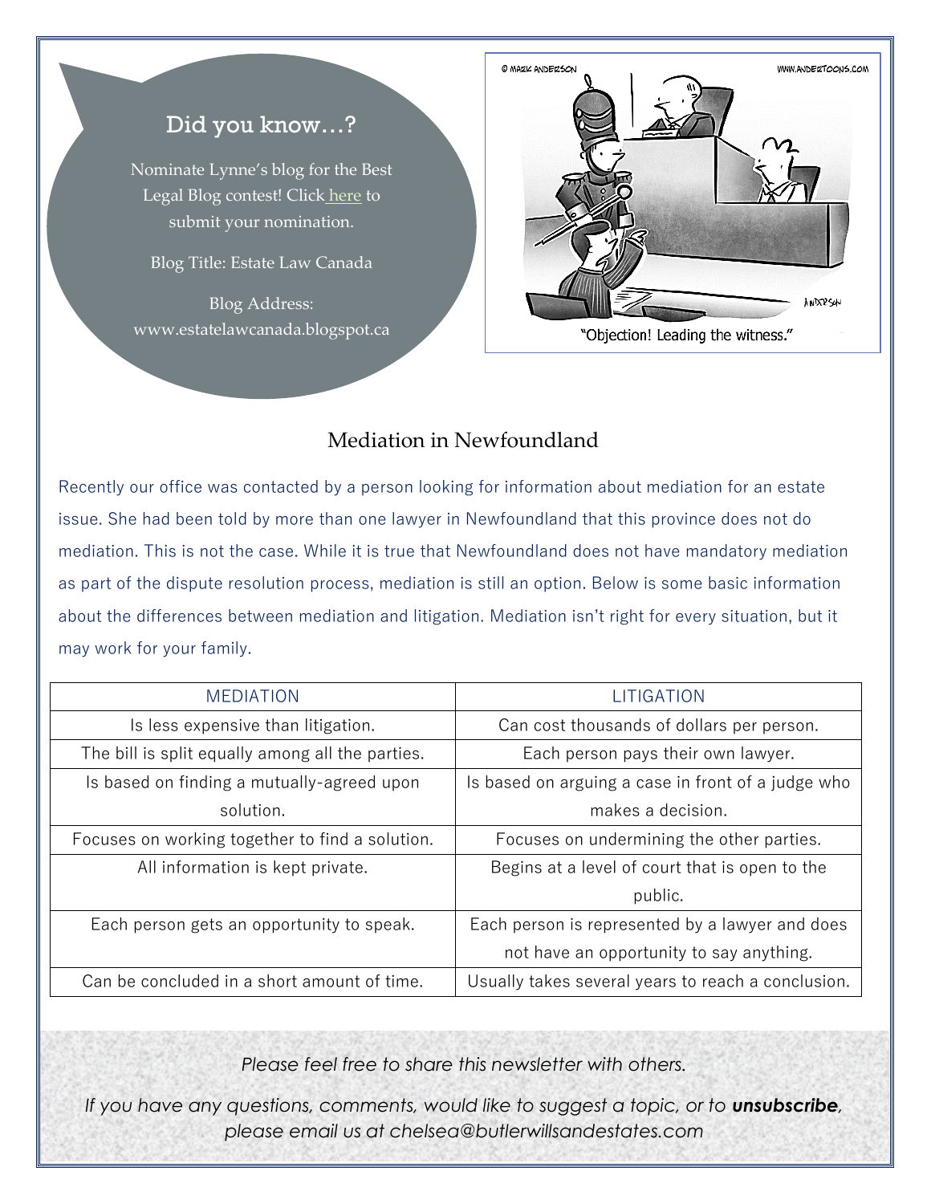Did you know…?

Nominate Lynne's blog for the Best Legal Blog contest! Click here to submit your nomination.

Blog Title: Estate Law Canada

Blog Address: www.estatelawcanada.blogspot.ca

"Objection! Leading the witness."

## Mediation in Newfoundland

Recently our office was contacted by a person looking for information about mediation for an estate issue. She had been told by more than one lawyer in Newfoundland that this province does not do mediation. This is not the case. While it is true that Newfoundland does not have mandatory mediation as part of the dispute resolution process, mediation is still an option. Below is some basic information about the differences between mediation and litigation. Mediation isn't right for every situation, but it may work for your family.

| MEDIATION | LITIGATION |
|---|---|
| Is less expensive than litigation. | Can cost thousands of dollars per person. |
| The bill is split equally among all the parties. | Each person pays their own lawyer. |
| Is based on finding a mutually-agreed upon solution. | Is based on arguing a case in front of a judge who makes a decision. |
| Focuses on working together to find a solution. | Focuses on undermining the other parties. |
| All information is kept private. | Begins at a level of court that is open to the public. |
| Each person gets an opportunity to speak. | Each person is represented by a lawyer and does not have an opportunity to say anything. |
| Can be concluded in a short amount of time. | Usually takes several years to reach a conclusion. |

*Please feel free to share this newsletter with others.*

*If you have any questions, comments, would like to suggest a topic, or to **unsubscribe**, please email us at chelsea@butlerwillsandestates.com*